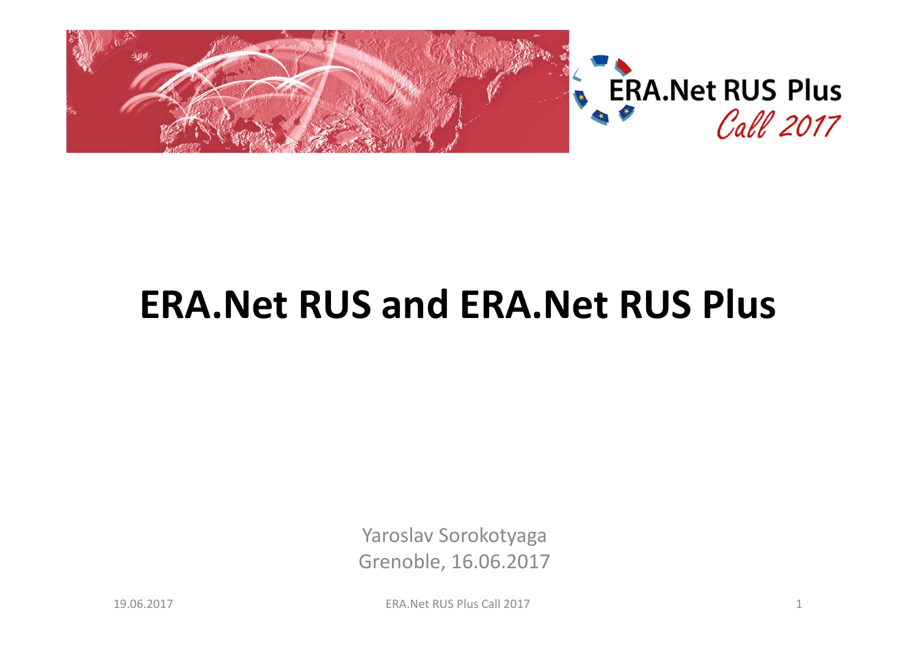ERA.Net RUS Plus
*Call 2017*

# ERA.Net RUS and ERA.Net RUS Plus

Yaroslav Sorokotyaga
Grenoble, 16.06.2017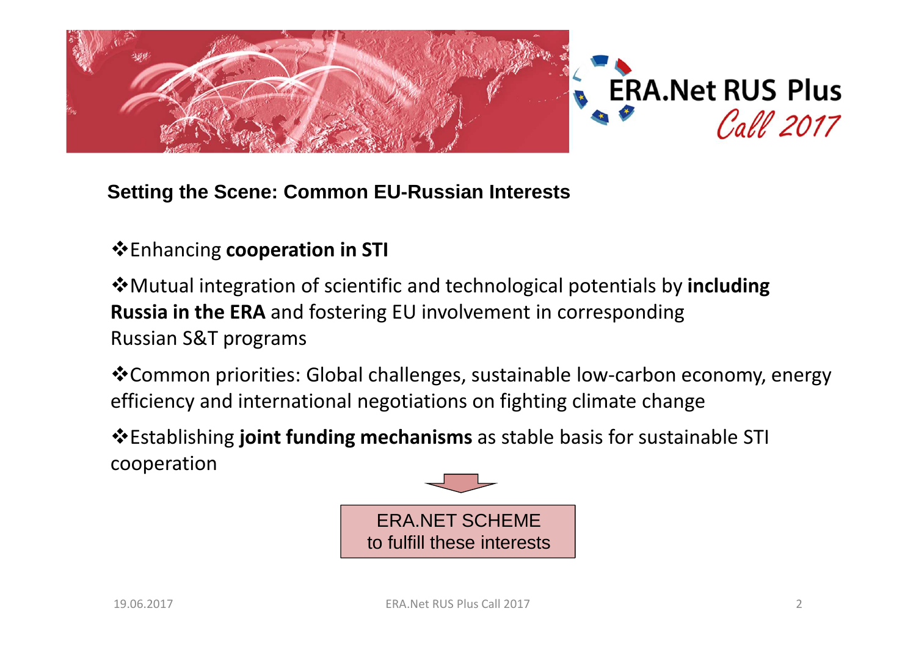## Setting the Scene: Common EU-Russian Interests

- Enhancing **cooperation in STI**
- Mutual integration of scientific and technological potentials by **including Russia in the ERA** and fostering EU involvement in corresponding Russian S&T programs
- Common priorities: Global challenges, sustainable low-carbon economy, energy efficiency and international negotiations on fighting climate change
- Establishing **joint funding mechanisms** as stable basis for sustainable STI cooperation

ERA.NET SCHEME
to fulfill these interests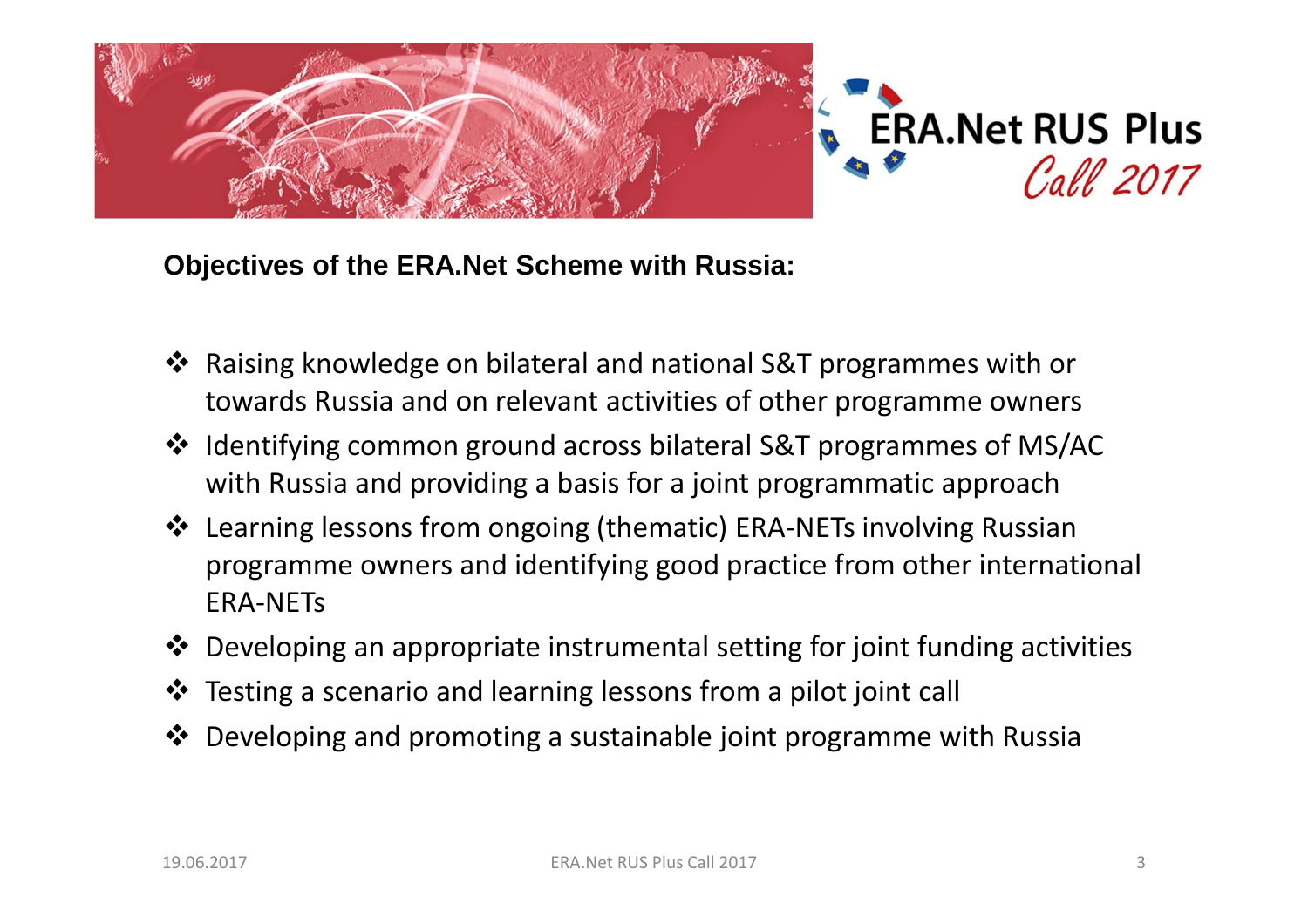**Objectives of the ERA.Net Scheme with Russia:**

- Raising knowledge on bilateral and national S&T programmes with or towards Russia and on relevant activities of other programme owners
- Identifying common ground across bilateral S&T programmes of MS/AC with Russia and providing a basis for a joint programmatic approach
- Learning lessons from ongoing (thematic) ERA-NETs involving Russian programme owners and identifying good practice from other international ERA-NETs
- Developing an appropriate instrumental setting for joint funding activities
- Testing a scenario and learning lessons from a pilot joint call
- Developing and promoting a sustainable joint programme with Russia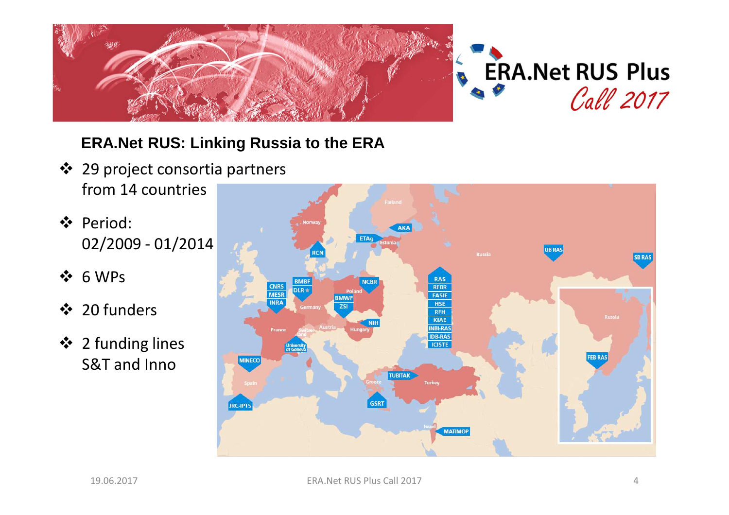## ERA.Net RUS: Linking Russia to the ERA

- 29 project consortia partners from 14 countries
- Period: 02/2009 - 01/2014
- 6 WPs
- 20 funders
- 2 funding lines S&T and Inno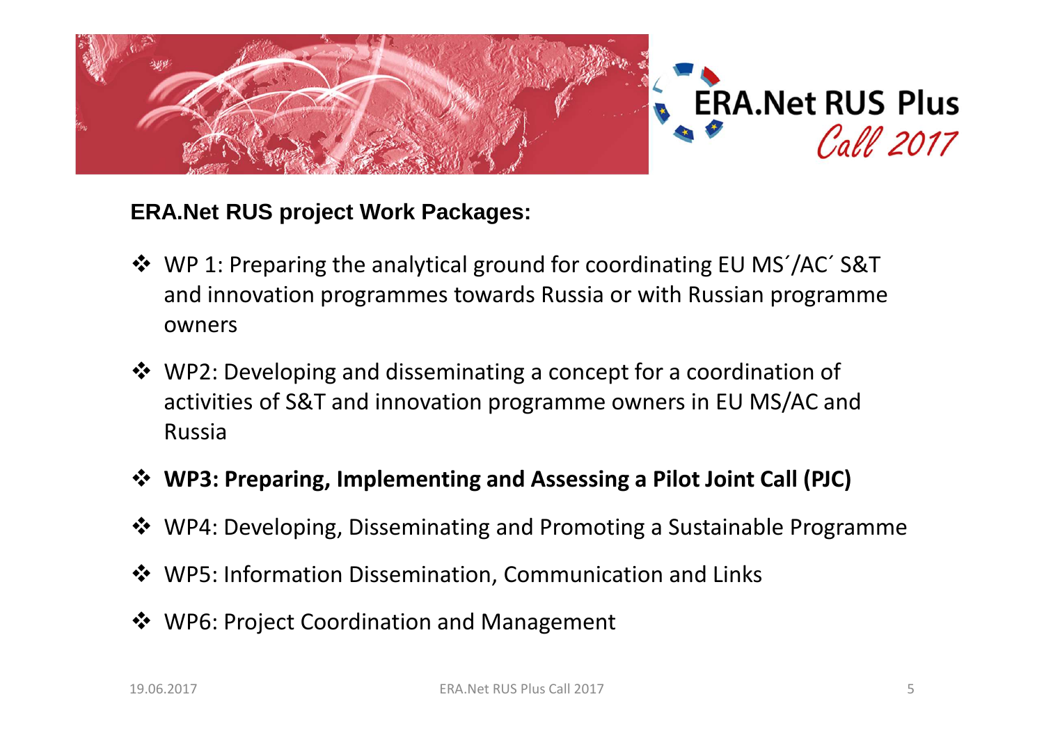## ERA.Net RUS project Work Packages:

- WP 1: Preparing the analytical ground for coordinating EU MS´/AC´ S&T and innovation programmes towards Russia or with Russian programme owners
- WP2: Developing and disseminating a concept for a coordination of activities of S&T and innovation programme owners in EU MS/AC and Russia
- **WP3: Preparing, Implementing and Assessing a Pilot Joint Call (PJC)**
- WP4: Developing, Disseminating and Promoting a Sustainable Programme
- WP5: Information Dissemination, Communication and Links
- WP6: Project Coordination and Management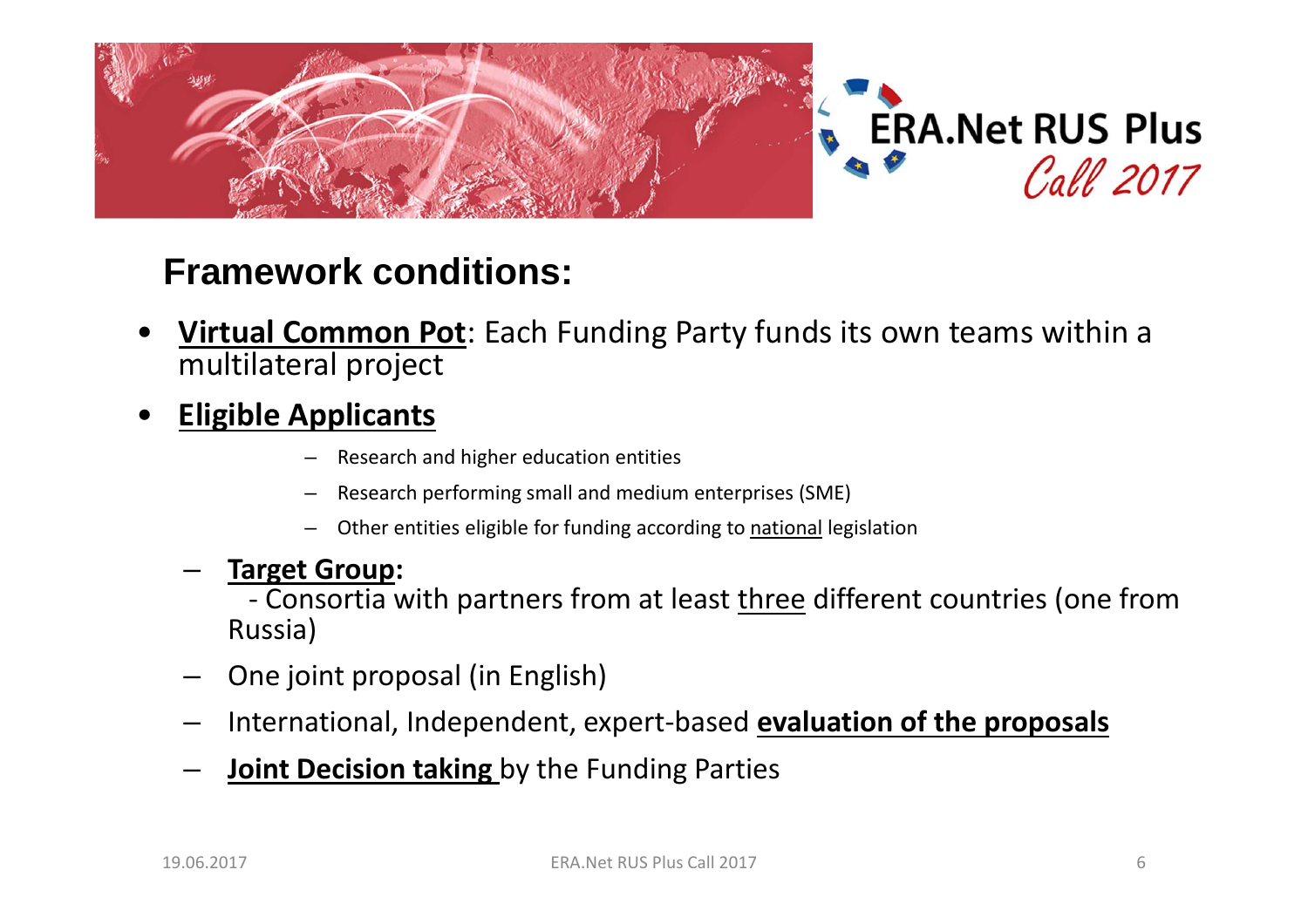## Framework conditions:

- <u>**Virtual Common Pot**</u>: Each Funding Party funds its own teams within a multilateral project
- <u>**Eligible Applicants**</u>
  - Research and higher education entities
  - Research performing small and medium enterprises (SME)
  - Other entities eligible for funding according to <u>national</u> legislation
- <u>**Target Group**</u>**:**
  - Consortia with partners from at least <u>three</u> different countries (one from Russia)
- One joint proposal (in English)
- International, Independent, expert-based <u>**evaluation of the proposals**</u>
- <u>**Joint Decision taking**</u> by the Funding Parties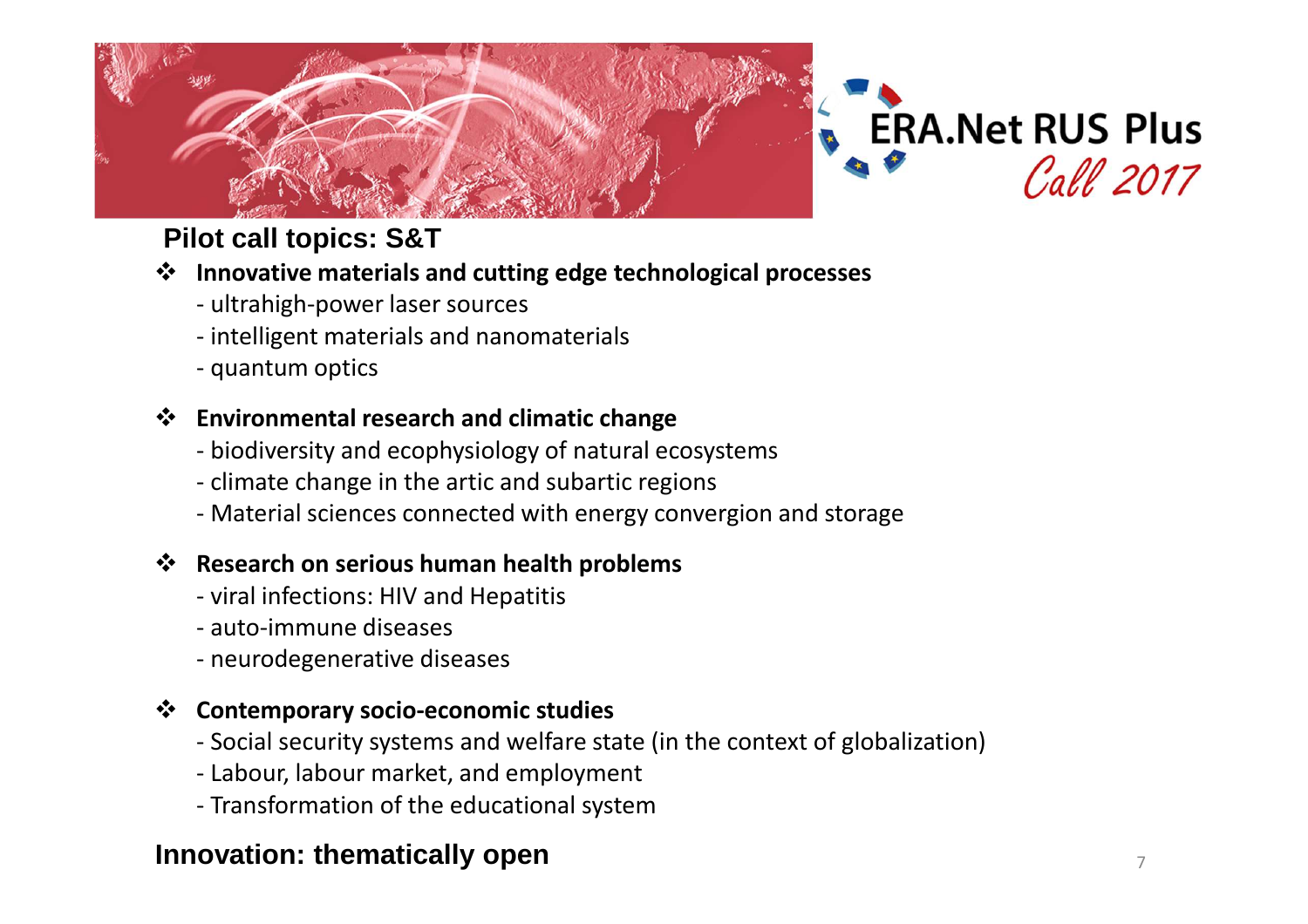ERA.Net RUS Plus
*Call 2017*

## Pilot call topics: S&T

- **Innovative materials and cutting edge technological processes**
  - ultrahigh-power laser sources
  - intelligent materials and nanomaterials
  - quantum optics

- **Environmental research and climatic change**
  - biodiversity and ecophysiology of natural ecosystems
  - climate change in the artic and subartic regions
  - Material sciences connected with energy convergion and storage

- **Research on serious human health problems**
  - viral infections: HIV and Hepatitis
  - auto-immune diseases
  - neurodegenerative diseases

- **Contemporary socio-economic studies**
  - Social security systems and welfare state (in the context of globalization)
  - Labour, labour market, and employment
  - Transformation of the educational system

## Innovation: thematically open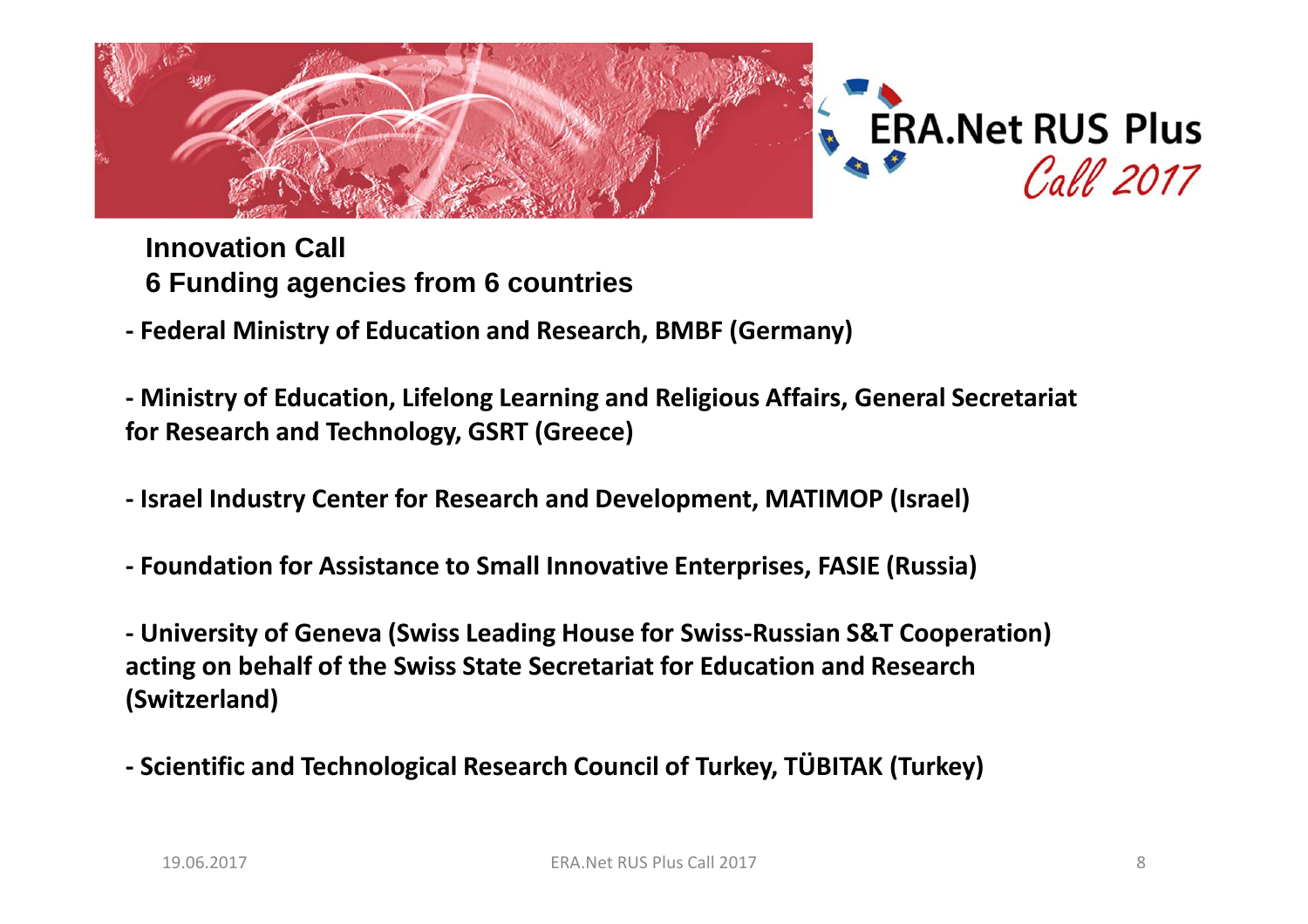# ERA.Net RUS Plus Call 2017

**Innovation Call**
**6 Funding agencies from 6 countries**

- **Federal Ministry of Education and Research, BMBF (Germany)**

- **Ministry of Education, Lifelong Learning and Religious Affairs, General Secretariat for Research and Technology, GSRT (Greece)**

- **Israel Industry Center for Research and Development, MATIMOP (Israel)**

- **Foundation for Assistance to Small Innovative Enterprises, FASIE (Russia)**

- **University of Geneva (Swiss Leading House for Swiss-Russian S&T Cooperation) acting on behalf of the Swiss State Secretariat for Education and Research (Switzerland)**

- **Scientific and Technological Research Council of Turkey, TÜBITAK (Turkey)**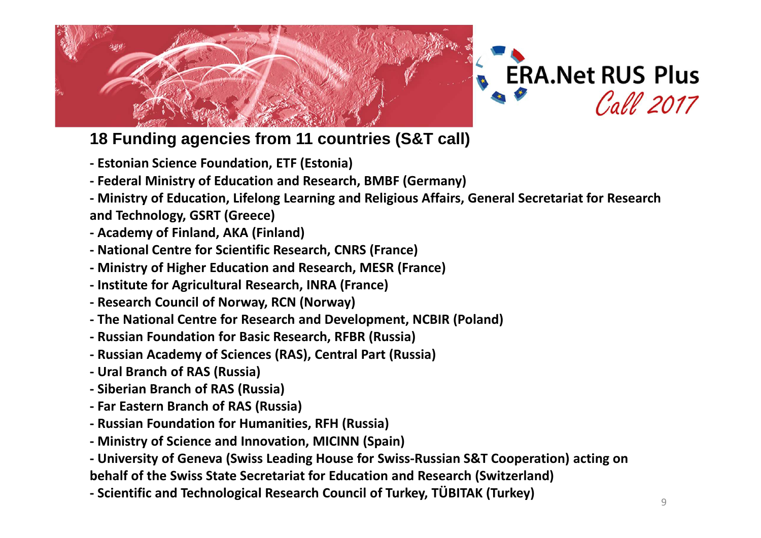ERA.Net RUS Plus
*Call 2017*

## 18 Funding agencies from 11 countries (S&T call)

- Estonian Science Foundation, ETF (Estonia)
- Federal Ministry of Education and Research, BMBF (Germany)
- Ministry of Education, Lifelong Learning and Religious Affairs, General Secretariat for Research and Technology, GSRT (Greece)
- Academy of Finland, AKA (Finland)
- National Centre for Scientific Research, CNRS (France)
- Ministry of Higher Education and Research, MESR (France)
- Institute for Agricultural Research, INRA (France)
- Research Council of Norway, RCN (Norway)
- The National Centre for Research and Development, NCBIR (Poland)
- Russian Foundation for Basic Research, RFBR (Russia)
- Russian Academy of Sciences (RAS), Central Part (Russia)
- Ural Branch of RAS (Russia)
- Siberian Branch of RAS (Russia)
- Far Eastern Branch of RAS (Russia)
- Russian Foundation for Humanities, RFH (Russia)
- Ministry of Science and Innovation, MICINN (Spain)
- University of Geneva (Swiss Leading House for Swiss-Russian S&T Cooperation) acting on behalf of the Swiss State Secretariat for Education and Research (Switzerland)
- Scientific and Technological Research Council of Turkey, TÜBITAK (Turkey)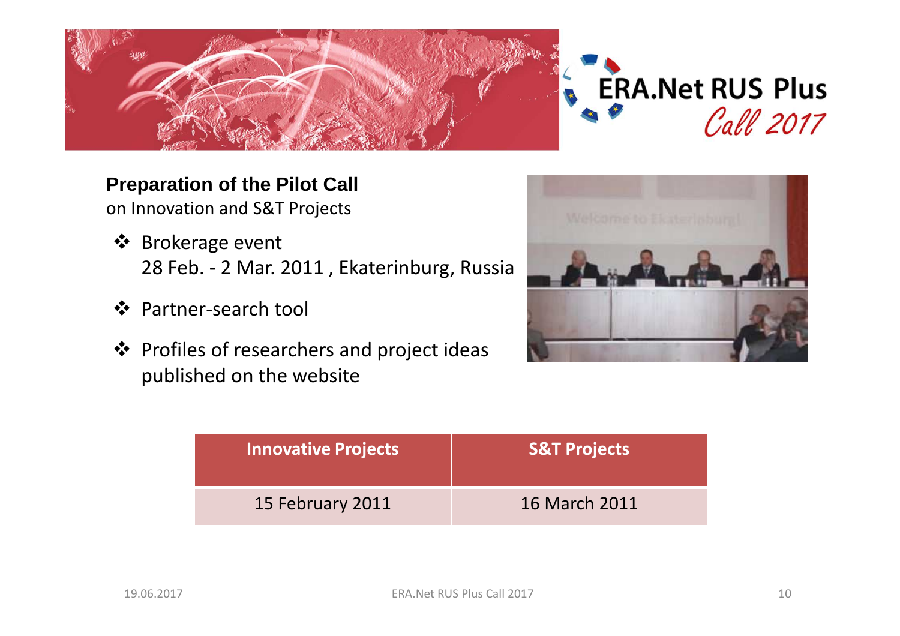**Preparation of the Pilot Call**
on Innovation and S&T Projects

- Brokerage event
  28 Feb. - 2 Mar. 2011 , Ekaterinburg, Russia
- Partner-search tool
- Profiles of researchers and project ideas published on the website

| Innovative Projects | S&T Projects |
|---|---|
| 15 February 2011 | 16 March 2011 |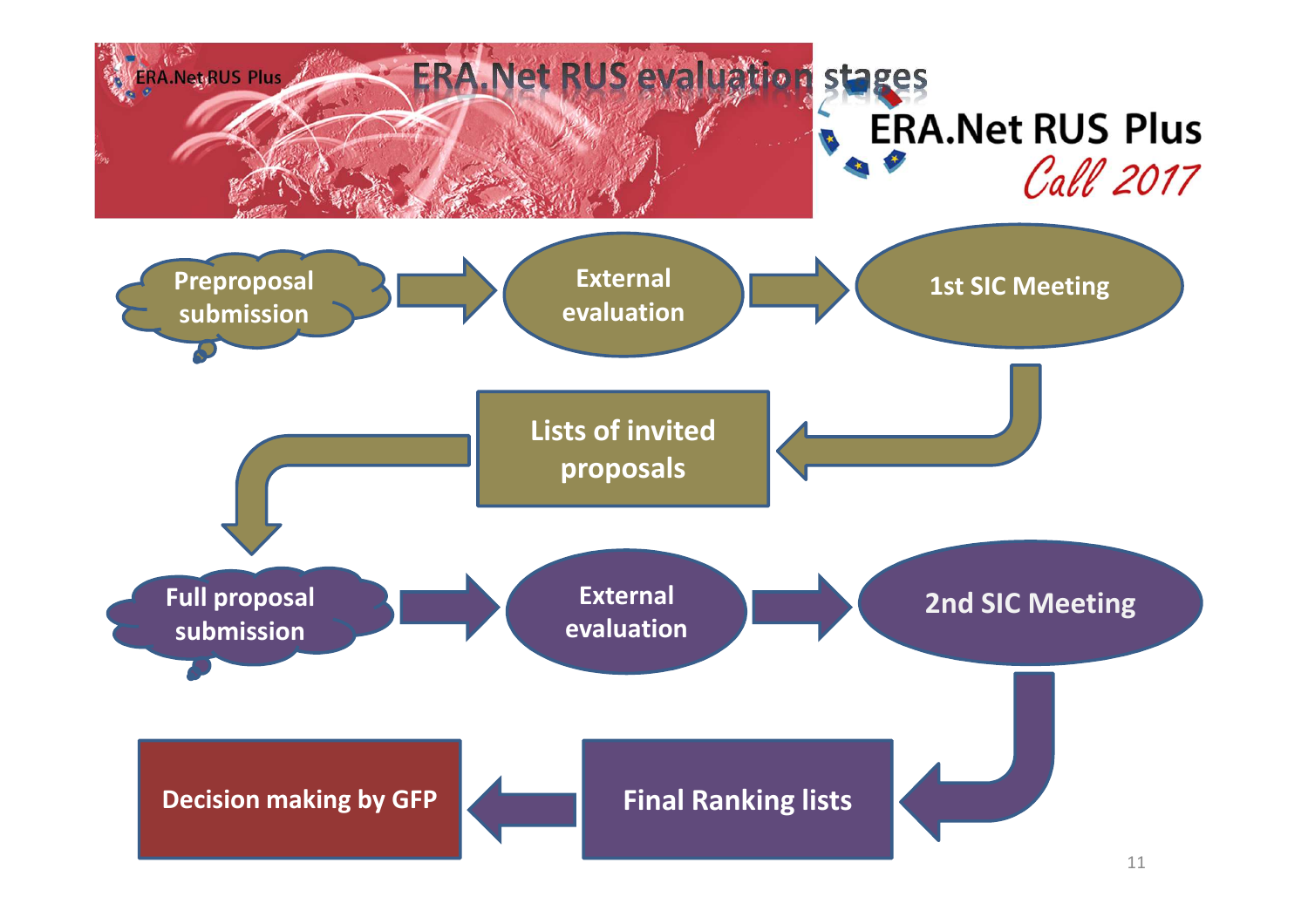# ERA.Net RUS evaluation stages

ERA.Net RUS Plus

*Call 2017*

Preproposal submission → External evaluation → 1st SIC Meeting → Lists of invited proposals → Full proposal submission → External evaluation → 2nd SIC Meeting → Final Ranking lists → Decision making by GFP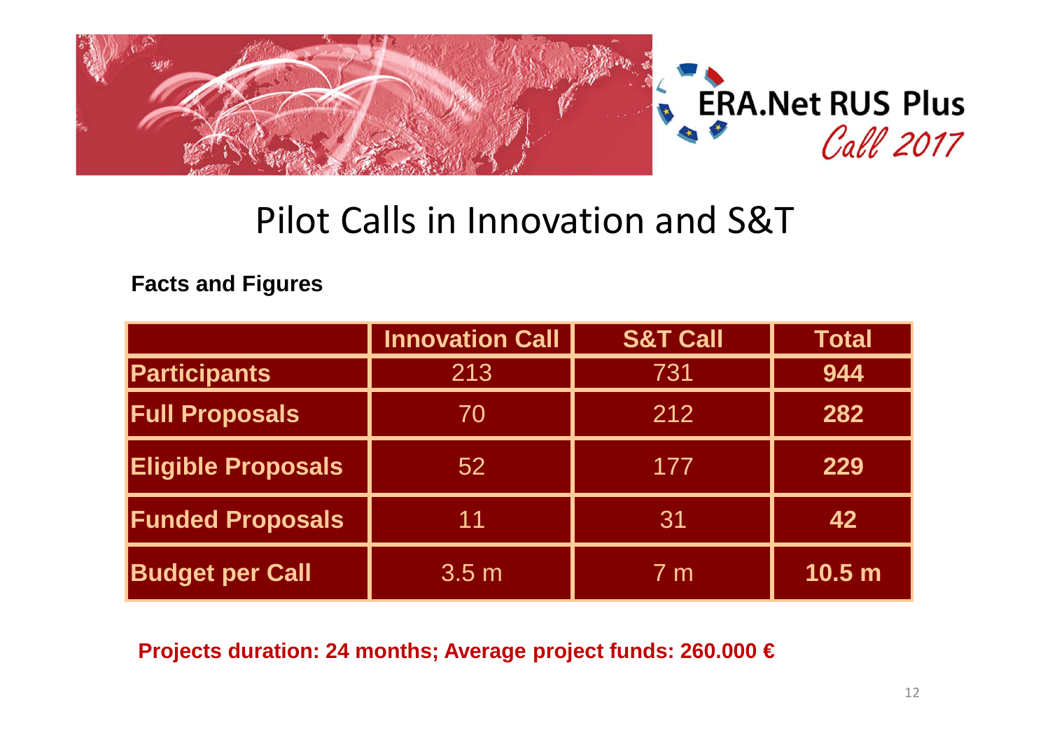ERA.Net RUS Plus
*Call 2017*

# Pilot Calls in Innovation and S&T

**Facts and Figures**

| | Innovation Call | S&T Call | Total |
|---|---|---|---|
| **Participants** | 213 | 731 | **944** |
| **Full Proposals** | 70 | 212 | **282** |
| **Eligible Proposals** | 52 | 177 | **229** |
| **Funded Proposals** | 11 | 31 | **42** |
| **Budget per Call** | 3.5 m | 7 m | **10.5 m** |

**Projects duration: 24 months; Average project funds: 260.000 €**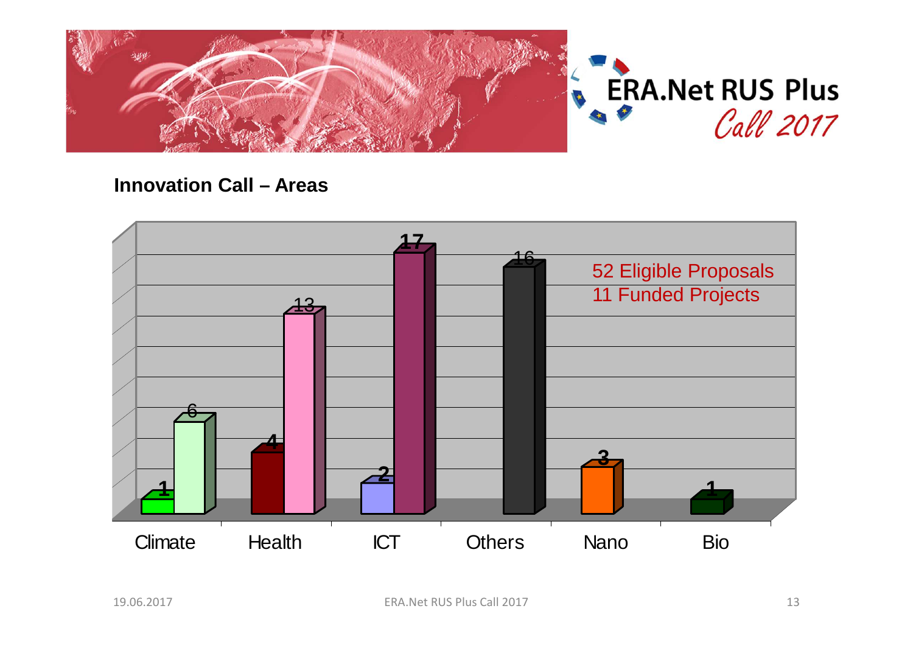## Innovation Call – Areas

52 Eligible Proposals
11 Funded Projects

| Area | Funded Projects | Eligible Proposals |
|---|---|---|
| Climate | 1 | 6 |
| Health | 4 | 13 |
| ICT | 2 | 17 |
| Others | | 16 |
| Nano | 3 | |
| Bio | 1 | |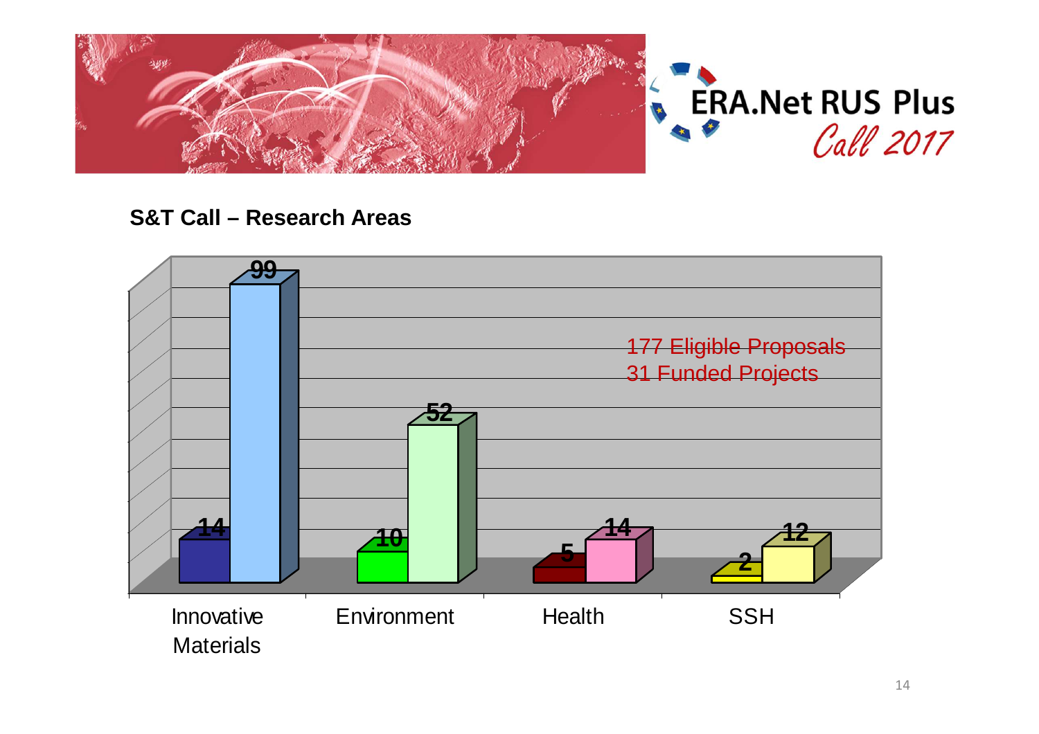ERA.Net RUS Plus
Call 2017

## S&T Call – Research Areas

177 Eligible Proposals
31 Funded Projects

| Research Area | Funded Projects | Eligible Proposals |
|---|---|---|
| Innovative Materials | 14 | 99 |
| Environment | 10 | 52 |
| Health | 5 | 14 |
| SSH | 2 | 12 |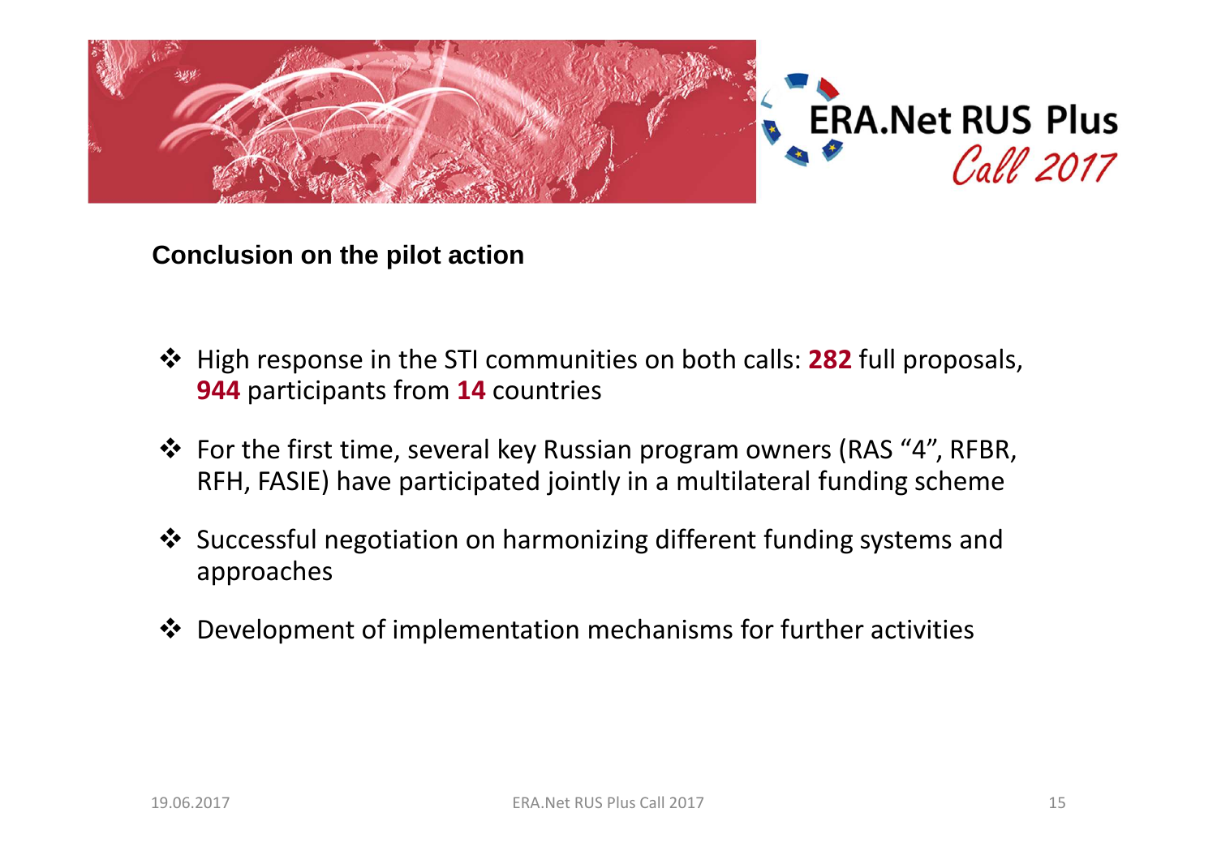## Conclusion on the pilot action

- High response in the STI communities on both calls: **282** full proposals, **944** participants from **14** countries
- For the first time, several key Russian program owners (RAS "4", RFBR, RFH, FASIE) have participated jointly in a multilateral funding scheme
- Successful negotiation on harmonizing different funding systems and approaches
- Development of implementation mechanisms for further activities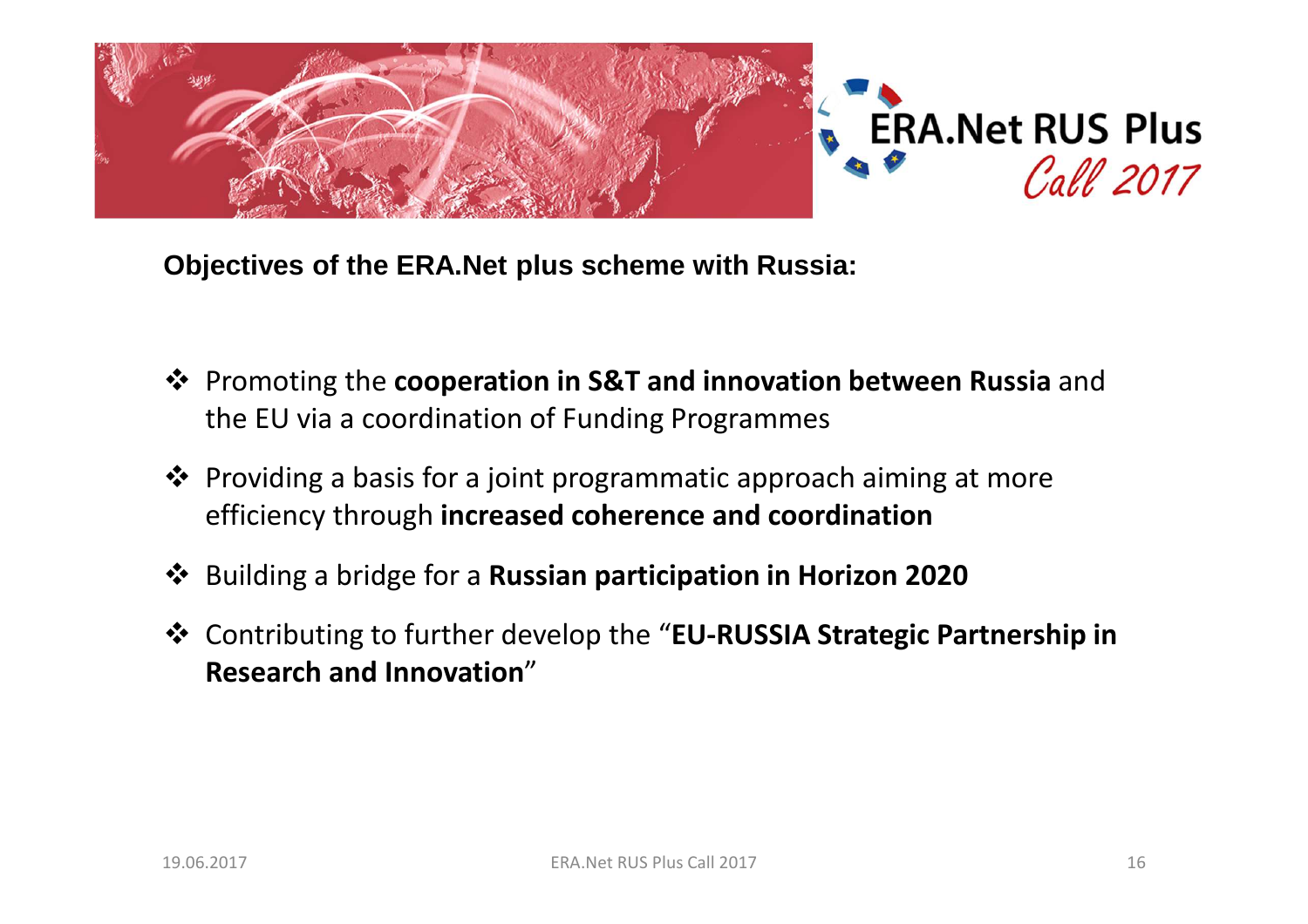ERA.Net RUS Plus
*Call 2017*

## Objectives of the ERA.Net plus scheme with Russia:

- Promoting the **cooperation in S&T and innovation between Russia** and the EU via a coordination of Funding Programmes
- Providing a basis for a joint programmatic approach aiming at more efficiency through **increased coherence and coordination**
- Building a bridge for a **Russian participation in Horizon 2020**
- Contributing to further develop the "**EU-RUSSIA Strategic Partnership in Research and Innovation**"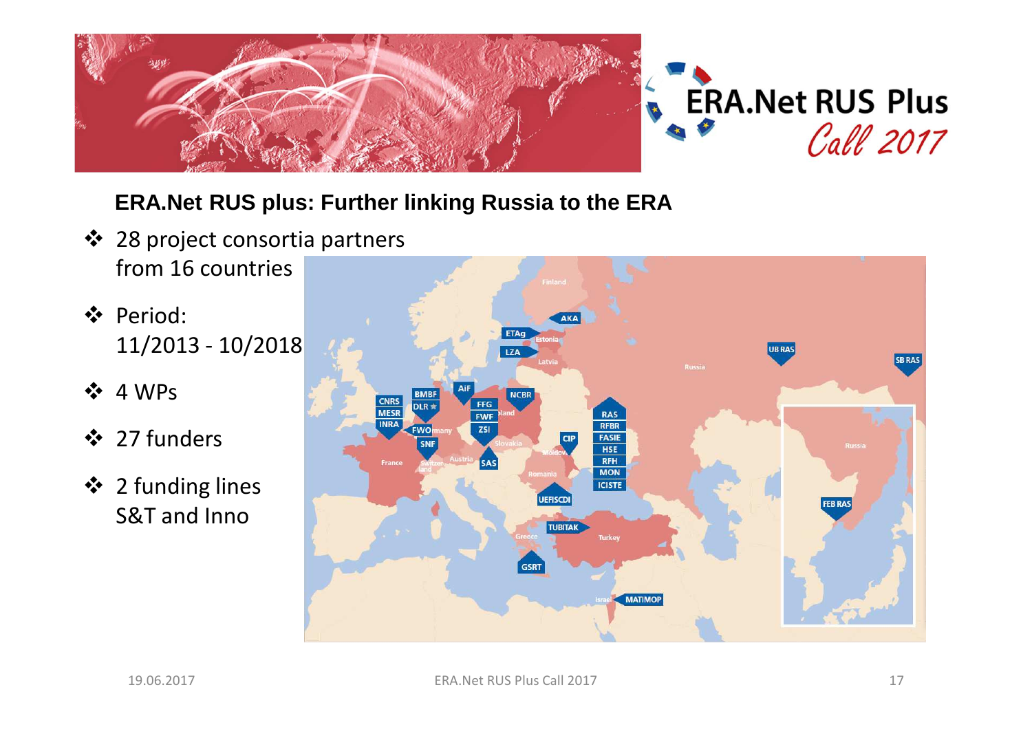**ERA.Net RUS plus: Further linking Russia to the ERA**

- 28 project consortia partners from 16 countries
- Period: 11/2013 - 10/2018
- 4 WPs
- 27 funders
- 2 funding lines S&T and Inno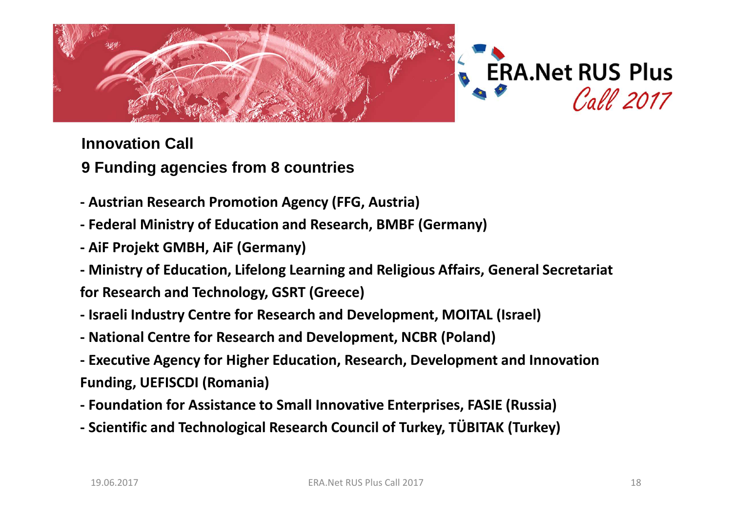## Innovation Call

### 9 Funding agencies from 8 countries

- Austrian Research Promotion Agency (FFG, Austria)
- Federal Ministry of Education and Research, BMBF (Germany)
- AiF Projekt GMBH, AiF (Germany)
- Ministry of Education, Lifelong Learning and Religious Affairs, General Secretariat for Research and Technology, GSRT (Greece)
- Israeli Industry Centre for Research and Development, MOITAL (Israel)
- National Centre for Research and Development, NCBR (Poland)
- Executive Agency for Higher Education, Research, Development and Innovation Funding, UEFISCDI (Romania)
- Foundation for Assistance to Small Innovative Enterprises, FASIE (Russia)
- Scientific and Technological Research Council of Turkey, TÜBITAK (Turkey)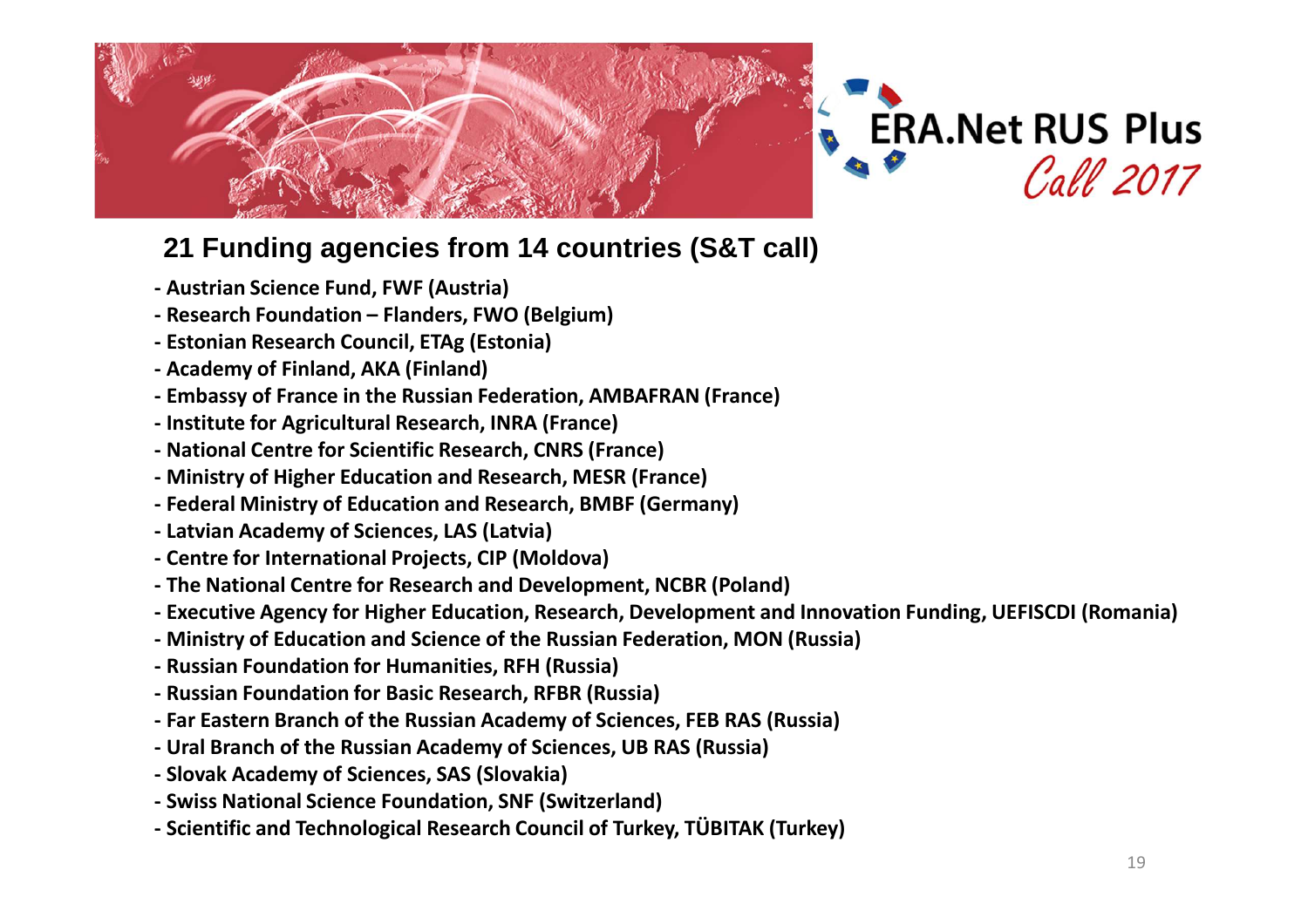ERA.Net RUS Plus
*Call 2017*

## 21 Funding agencies from 14 countries (S&T call)

- **Austrian Science Fund, FWF (Austria)**
- **Research Foundation – Flanders, FWO (Belgium)**
- **Estonian Research Council, ETAg (Estonia)**
- **Academy of Finland, AKA (Finland)**
- **Embassy of France in the Russian Federation, AMBAFRAN (France)**
- **Institute for Agricultural Research, INRA (France)**
- **National Centre for Scientific Research, CNRS (France)**
- **Ministry of Higher Education and Research, MESR (France)**
- **Federal Ministry of Education and Research, BMBF (Germany)**
- **Latvian Academy of Sciences, LAS (Latvia)**
- **Centre for International Projects, CIP (Moldova)**
- **The National Centre for Research and Development, NCBR (Poland)**
- **Executive Agency for Higher Education, Research, Development and Innovation Funding, UEFISCDI (Romania)**
- **Ministry of Education and Science of the Russian Federation, MON (Russia)**
- **Russian Foundation for Humanities, RFH (Russia)**
- **Russian Foundation for Basic Research, RFBR (Russia)**
- **Far Eastern Branch of the Russian Academy of Sciences, FEB RAS (Russia)**
- **Ural Branch of the Russian Academy of Sciences, UB RAS (Russia)**
- **Slovak Academy of Sciences, SAS (Slovakia)**
- **Swiss National Science Foundation, SNF (Switzerland)**
- **Scientific and Technological Research Council of Turkey, TÜBITAK (Turkey)**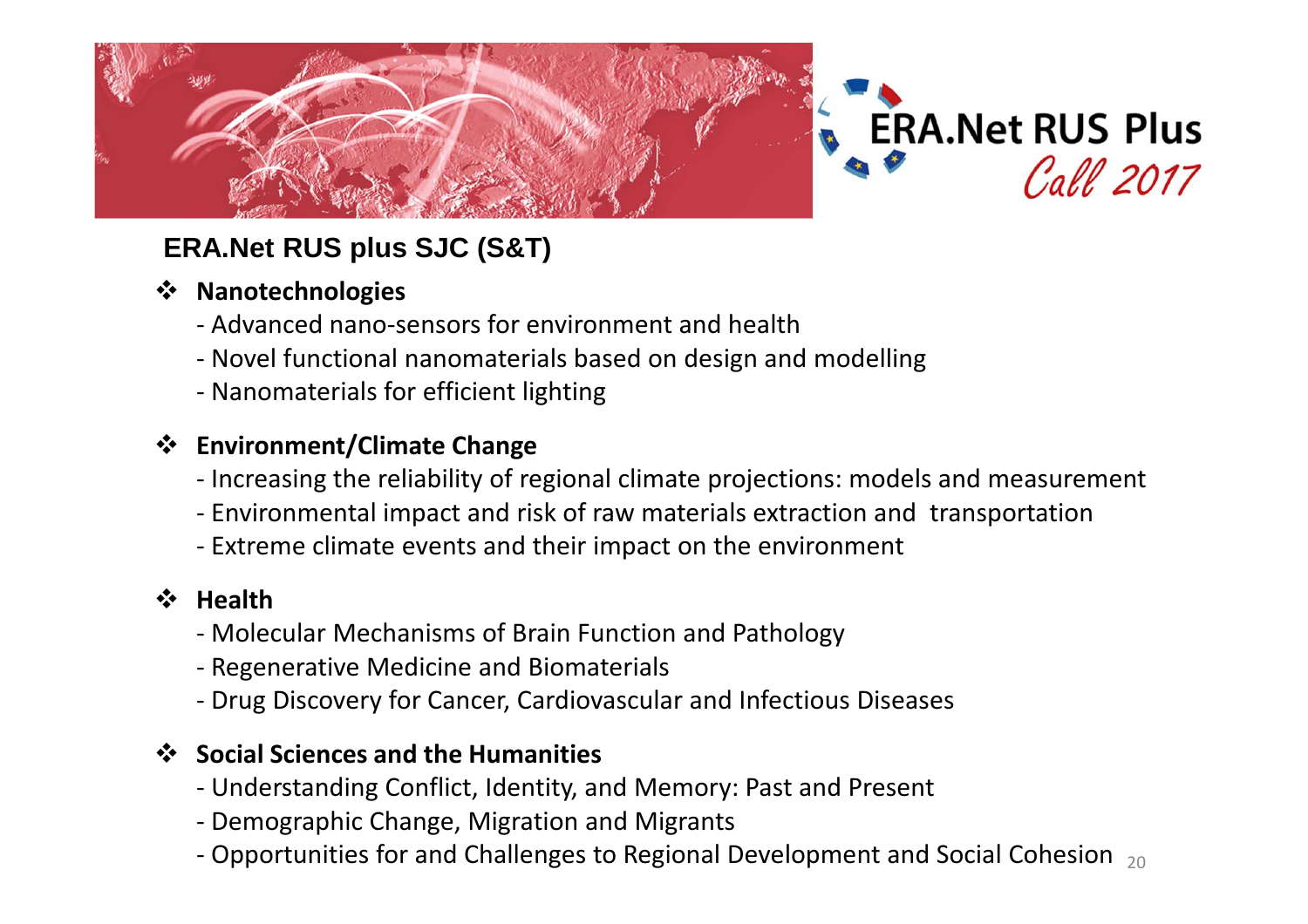ERA.Net RUS Plus
*Call 2017*

## ERA.Net RUS plus SJC (S&T)

- **Nanotechnologies**
  - Advanced nano-sensors for environment and health
  - Novel functional nanomaterials based on design and modelling
  - Nanomaterials for efficient lighting

- **Environment/Climate Change**
  - Increasing the reliability of regional climate projections: models and measurement
  - Environmental impact and risk of raw materials extraction and transportation
  - Extreme climate events and their impact on the environment

- **Health**
  - Molecular Mechanisms of Brain Function and Pathology
  - Regenerative Medicine and Biomaterials
  - Drug Discovery for Cancer, Cardiovascular and Infectious Diseases

- **Social Sciences and the Humanities**
  - Understanding Conflict, Identity, and Memory: Past and Present
  - Demographic Change, Migration and Migrants
  - Opportunities for and Challenges to Regional Development and Social Cohesion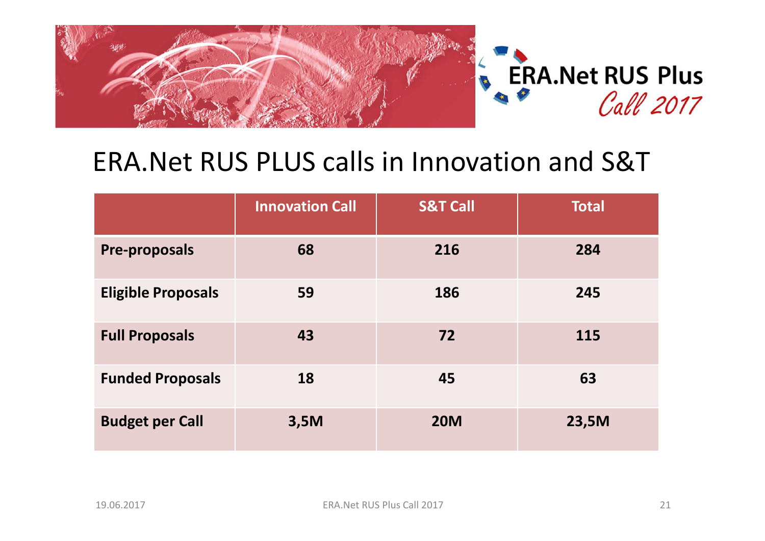# ERA.Net RUS PLUS calls in Innovation and S&T

| | Innovation Call | S&T Call | Total |
|---|---|---|---|
| **Pre-proposals** | 68 | 216 | 284 |
| **Eligible Proposals** | 59 | 186 | 245 |
| **Full Proposals** | 43 | 72 | 115 |
| **Funded Proposals** | 18 | 45 | 63 |
| **Budget per Call** | 3,5M | 20M | 23,5M |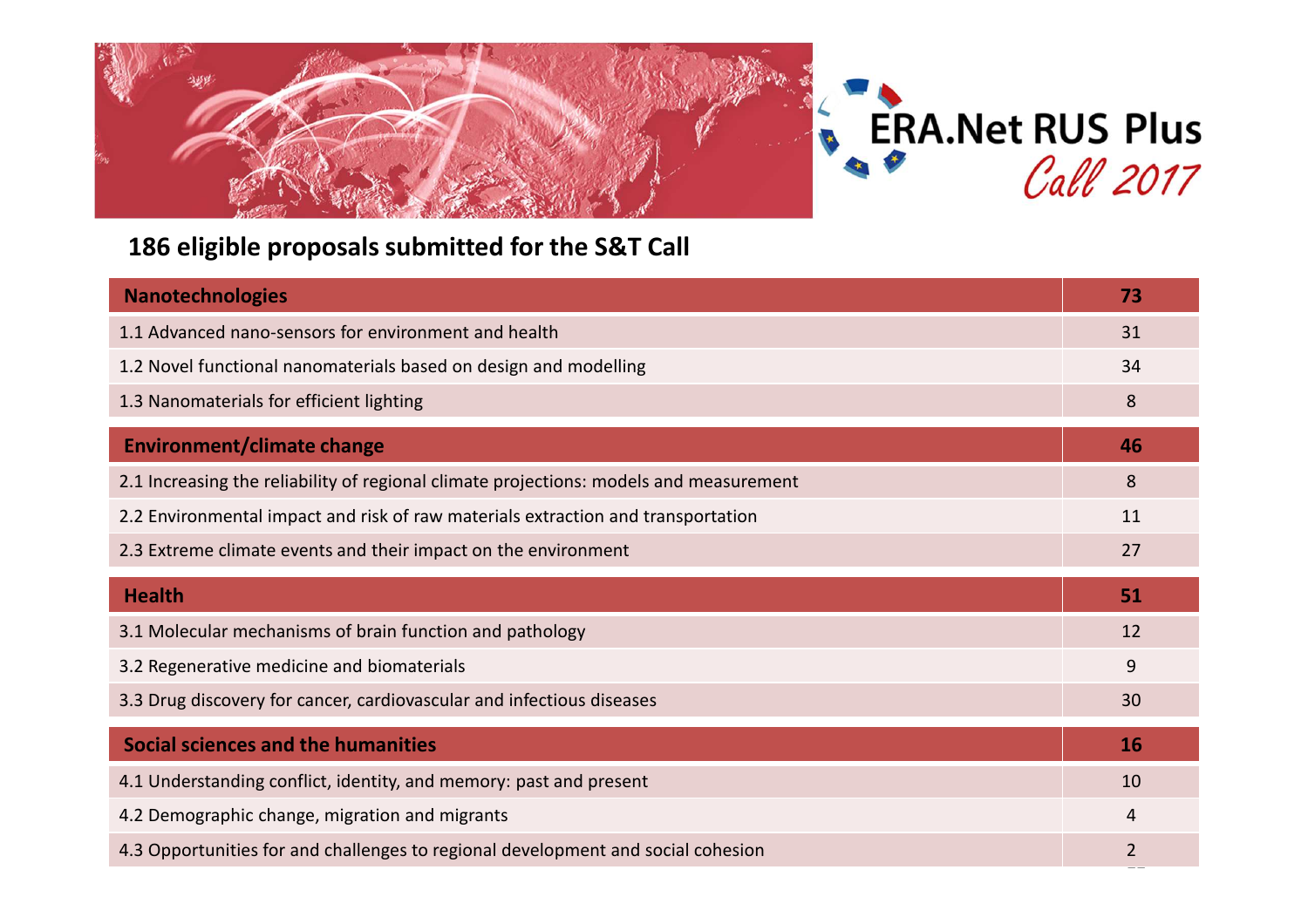ERA.Net RUS Plus *Call 2017*

## 186 eligible proposals submitted for the S&T Call

| **Nanotechnologies** | **73** |
|---|---|
| 1.1 Advanced nano-sensors for environment and health | 31 |
| 1.2 Novel functional nanomaterials based on design and modelling | 34 |
| 1.3 Nanomaterials for efficient lighting | 8 |
| **Environment/climate change** | **46** |
| 2.1 Increasing the reliability of regional climate projections: models and measurement | 8 |
| 2.2 Environmental impact and risk of raw materials extraction and transportation | 11 |
| 2.3 Extreme climate events and their impact on the environment | 27 |
| **Health** | **51** |
| 3.1 Molecular mechanisms of brain function and pathology | 12 |
| 3.2 Regenerative medicine and biomaterials | 9 |
| 3.3 Drug discovery for cancer, cardiovascular and infectious diseases | 30 |
| **Social sciences and the humanities** | **16** |
| 4.1 Understanding conflict, identity, and memory: past and present | 10 |
| 4.2 Demographic change, migration and migrants | 4 |
| 4.3 Opportunities for and challenges to regional development and social cohesion | 2 |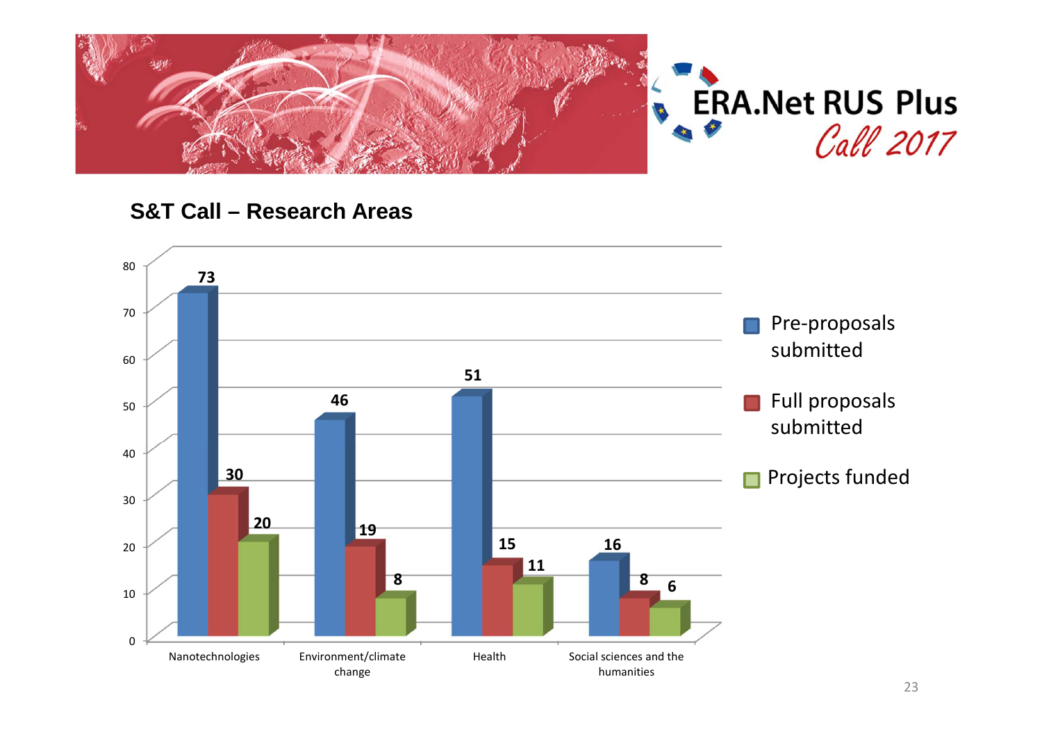ERA.Net RUS Plus
*Call 2017*

## S&T Call – Research Areas

| Research Area | Pre-proposals submitted | Full proposals submitted | Projects funded |
|---|---|---|---|
| Nanotechnologies | 73 | 30 | 20 |
| Environment/climate change | 46 | 19 | 8 |
| Health | 51 | 15 | 11 |
| Social sciences and the humanities | 16 | 8 | 6 |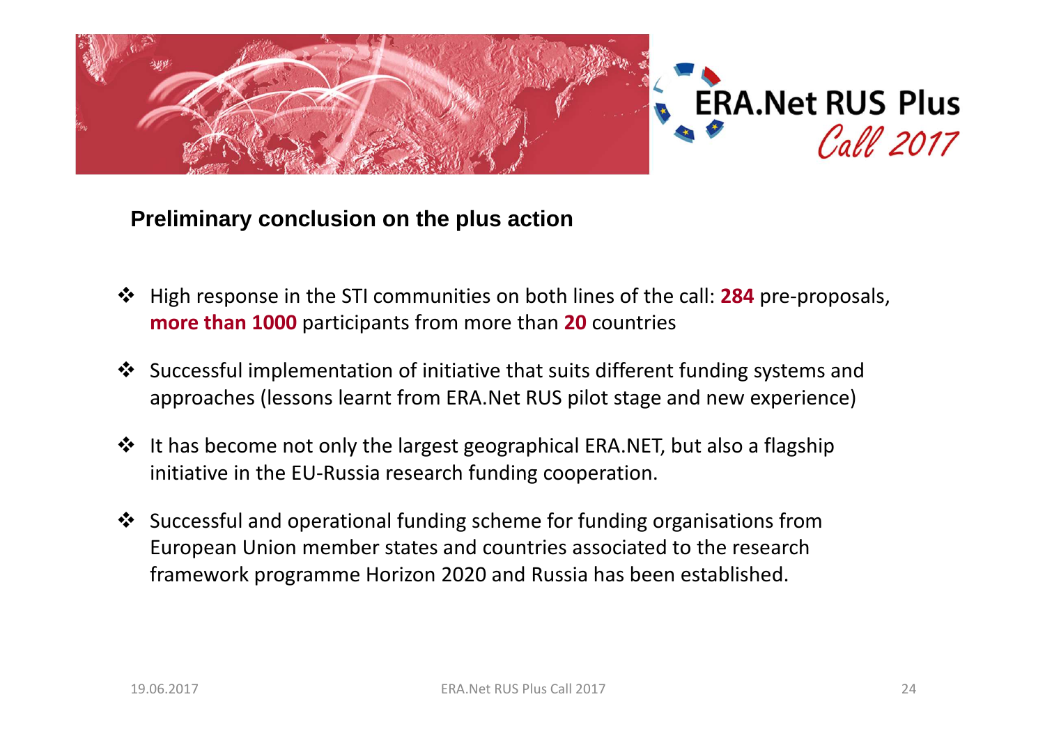## Preliminary conclusion on the plus action

- High response in the STI communities on both lines of the call: **284** pre-proposals, **more than 1000** participants from more than **20** countries
- Successful implementation of initiative that suits different funding systems and approaches (lessons learnt from ERA.Net RUS pilot stage and new experience)
- It has become not only the largest geographical ERA.NET, but also a flagship initiative in the EU-Russia research funding cooperation.
- Successful and operational funding scheme for funding organisations from European Union member states and countries associated to the research framework programme Horizon 2020 and Russia has been established.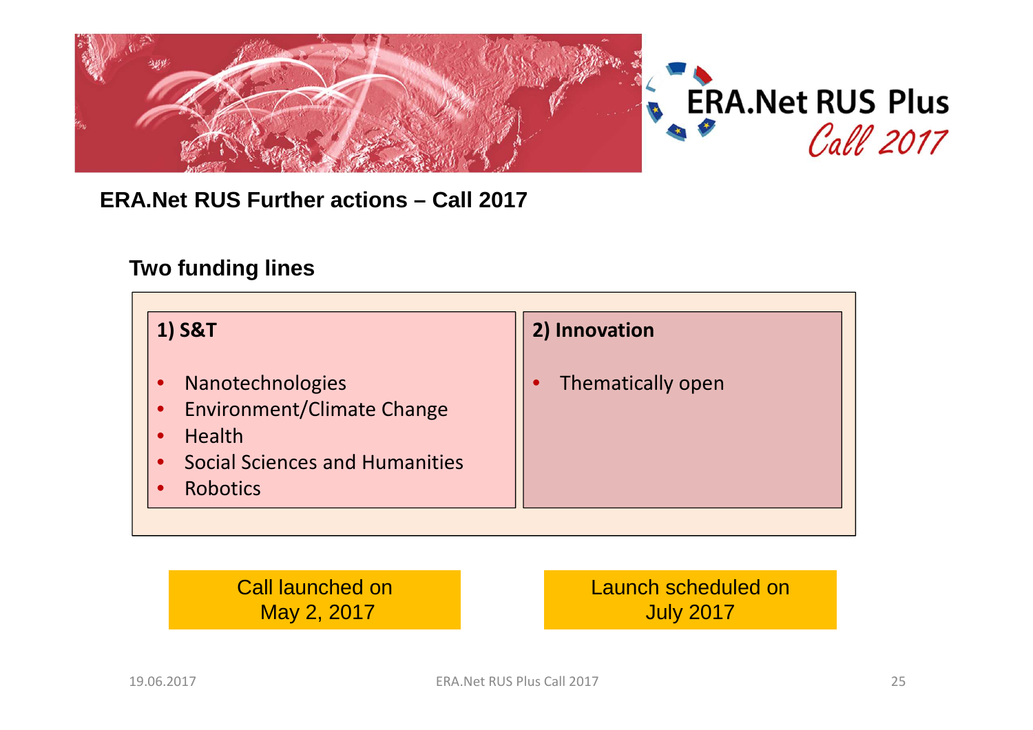ERA.Net RUS Plus
*Call 2017*

## ERA.Net RUS Further actions – Call 2017

### Two funding lines

**1) S&T**

- Nanotechnologies
- Environment/Climate Change
- Health
- Social Sciences and Humanities
- Robotics

**2) Innovation**

- Thematically open

Call launched on May 2, 2017

Launch scheduled on July 2017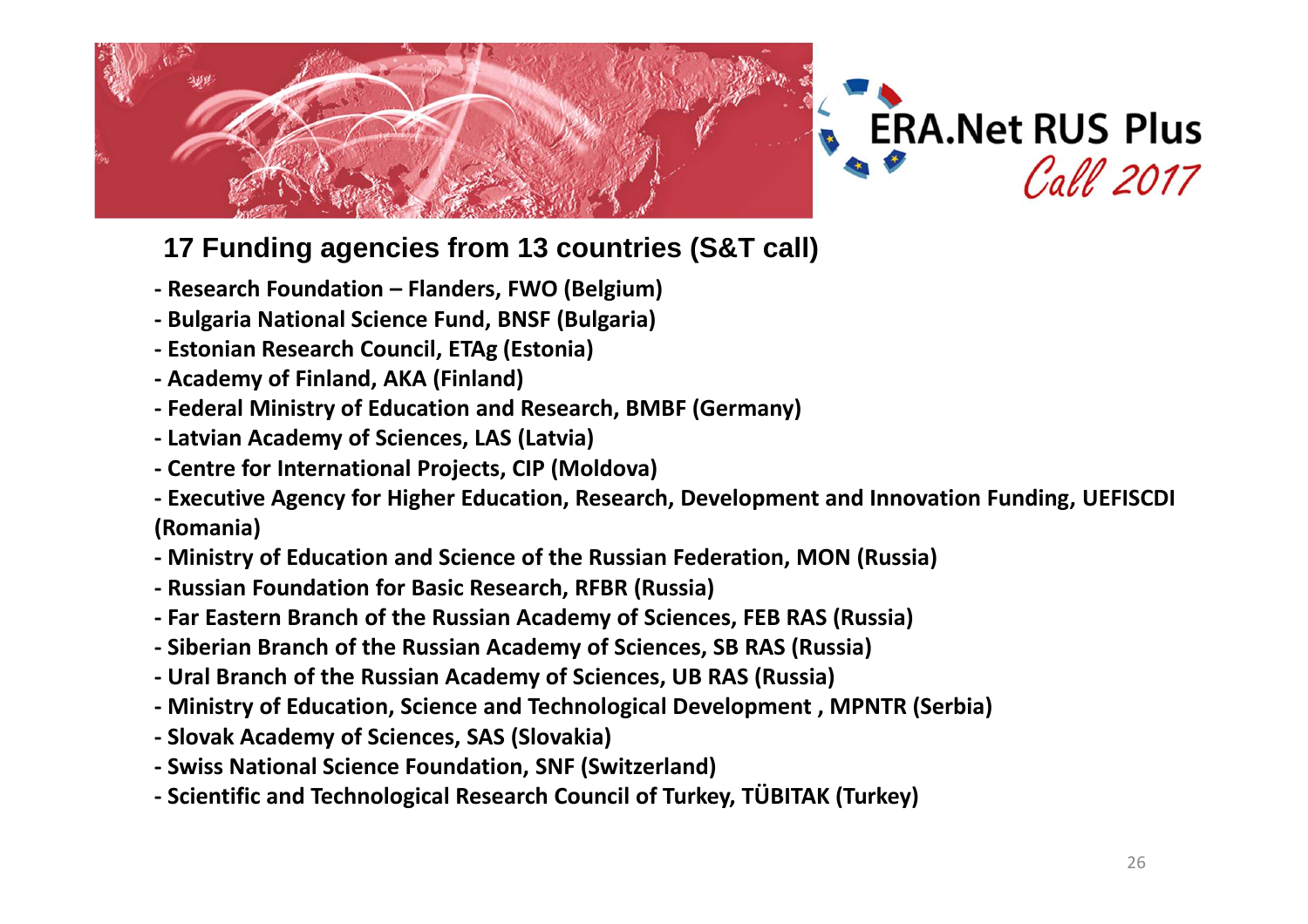ERA.Net RUS Plus
*Call 2017*

## 17 Funding agencies from 13 countries (S&T call)

- **Research Foundation – Flanders, FWO (Belgium)**
- **Bulgaria National Science Fund, BNSF (Bulgaria)**
- **Estonian Research Council, ETAg (Estonia)**
- **Academy of Finland, AKA (Finland)**
- **Federal Ministry of Education and Research, BMBF (Germany)**
- **Latvian Academy of Sciences, LAS (Latvia)**
- **Centre for International Projects, CIP (Moldova)**
- **Executive Agency for Higher Education, Research, Development and Innovation Funding, UEFISCDI (Romania)**
- **Ministry of Education and Science of the Russian Federation, MON (Russia)**
- **Russian Foundation for Basic Research, RFBR (Russia)**
- **Far Eastern Branch of the Russian Academy of Sciences, FEB RAS (Russia)**
- **Siberian Branch of the Russian Academy of Sciences, SB RAS (Russia)**
- **Ural Branch of the Russian Academy of Sciences, UB RAS (Russia)**
- **Ministry of Education, Science and Technological Development , MPNTR (Serbia)**
- **Slovak Academy of Sciences, SAS (Slovakia)**
- **Swiss National Science Foundation, SNF (Switzerland)**
- **Scientific and Technological Research Council of Turkey, TÜBITAK (Turkey)**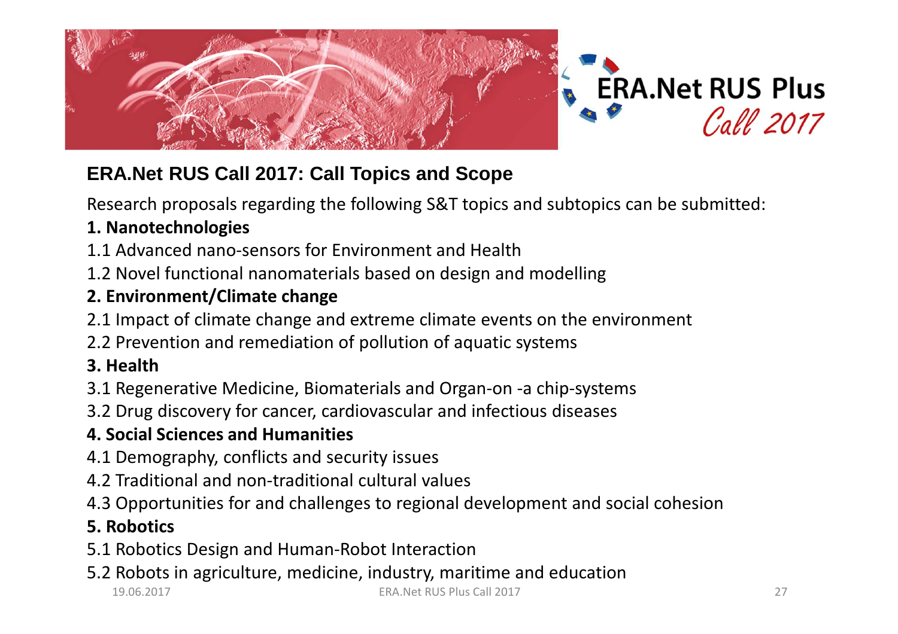ERA.Net RUS Plus *Call 2017*

## ERA.Net RUS Call 2017: Call Topics and Scope

Research proposals regarding the following S&T topics and subtopics can be submitted:

**1. Nanotechnologies**

1.1 Advanced nano-sensors for Environment and Health

1.2 Novel functional nanomaterials based on design and modelling

**2. Environment/Climate change**

2.1 Impact of climate change and extreme climate events on the environment

2.2 Prevention and remediation of pollution of aquatic systems

**3. Health**

3.1 Regenerative Medicine, Biomaterials and Organ-on -a chip-systems

3.2 Drug discovery for cancer, cardiovascular and infectious diseases

**4. Social Sciences and Humanities**

4.1 Demography, conflicts and security issues

4.2 Traditional and non-traditional cultural values

4.3 Opportunities for and challenges to regional development and social cohesion

**5. Robotics**

5.1 Robotics Design and Human-Robot Interaction

5.2 Robots in agriculture, medicine, industry, maritime and education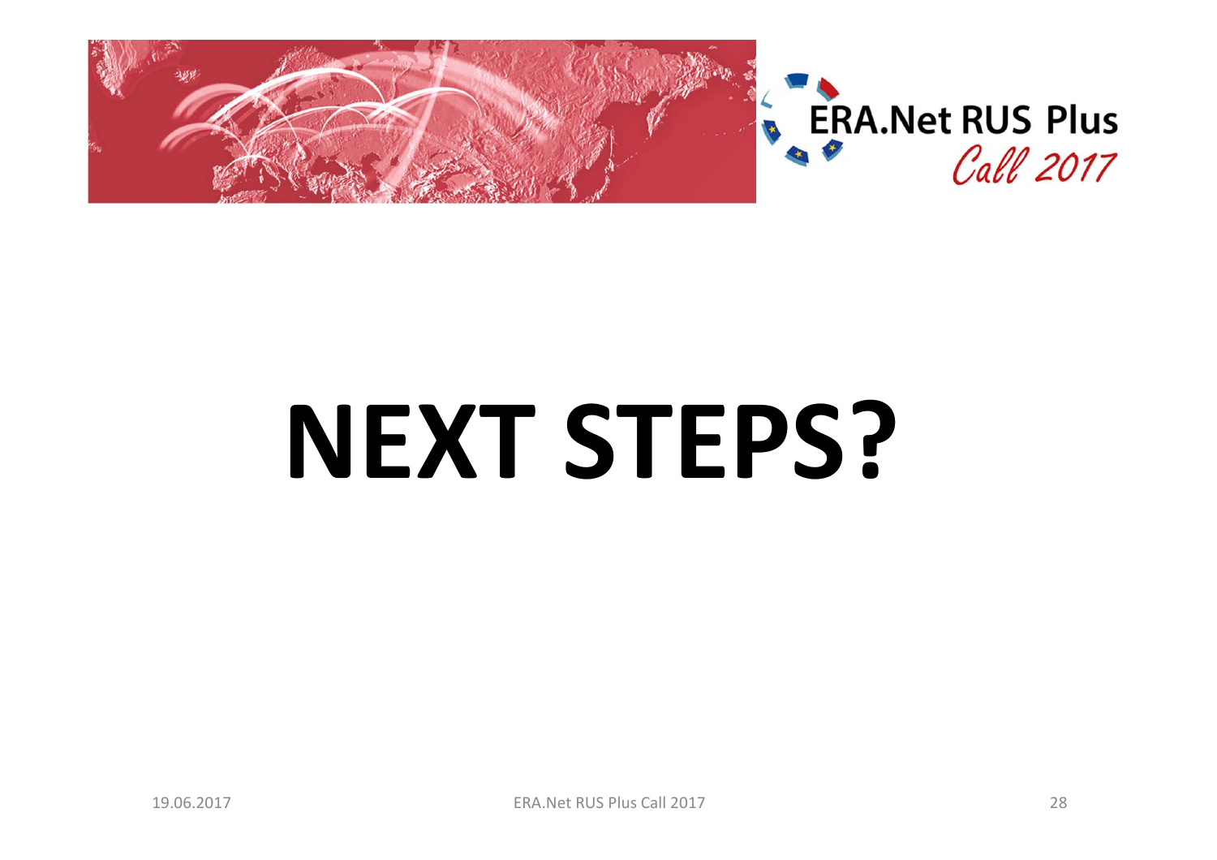# NEXT STEPS?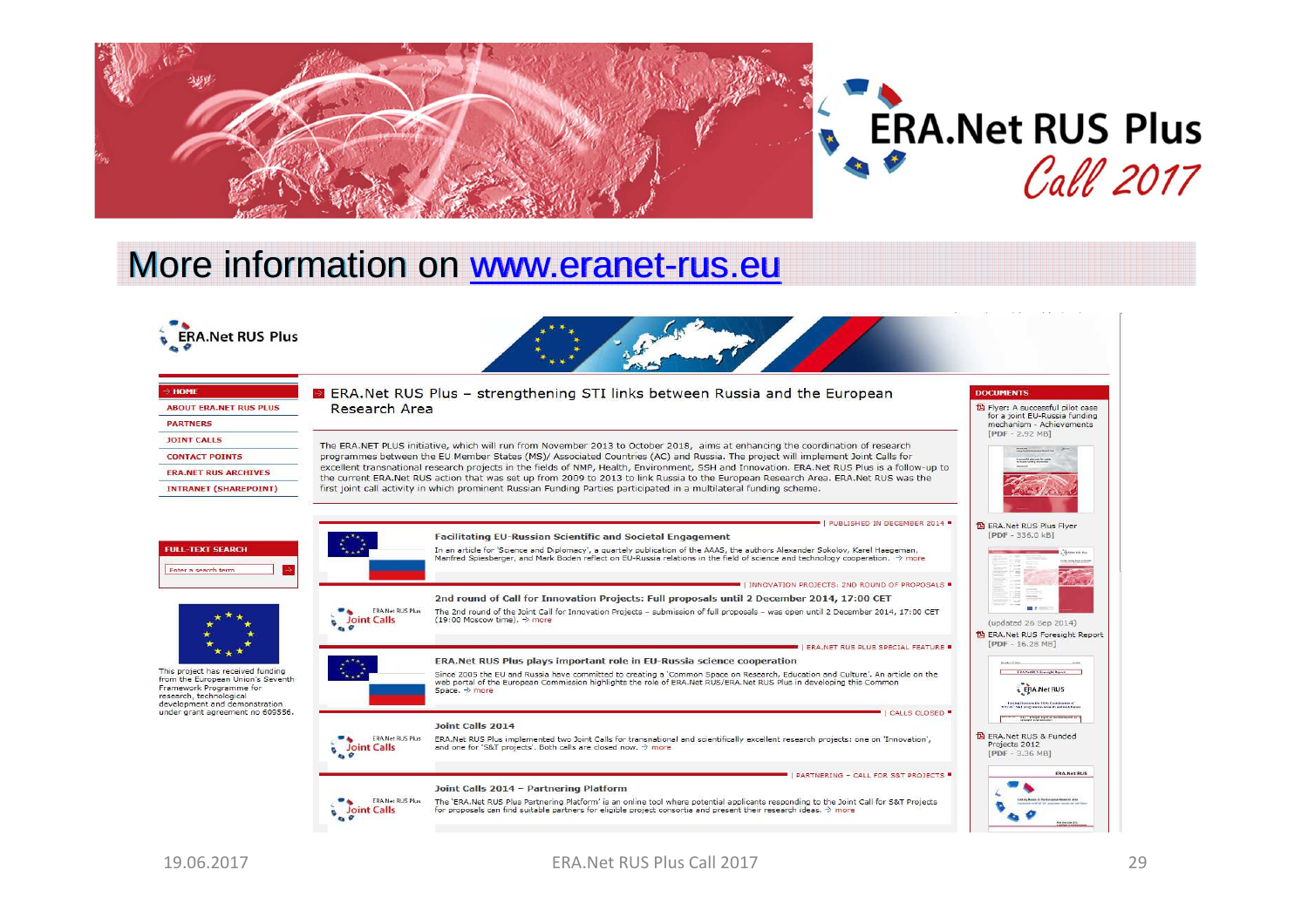# ERA.Net RUS Plus
## *Call 2017*

## More information on [www.eranet-rus.eu](http://www.eranet-rus.eu)

**ERA.Net RUS Plus**

- HOME
- ABOUT ERA.NET RUS PLUS
- PARTNERS
- JOINT CALLS
- CONTACT POINTS
- ERA.NET RUS ARCHIVES
- INTRANET (SHAREPOINT)

**FULL-TEXT SEARCH**

Enter a search term

This project has received funding from the European Union's Seventh Framework Programme for research, technological development and demonstration under grant agreement no 609556.

### ERA.Net RUS Plus – strengthening STI links between Russia and the European Research Area

The ERA.NET PLUS initiative, which will run from November 2013 to October 2018, aims at enhancing the coordination of research programmes between the EU Member States (MS)/ Associated Countries (AC) and Russia. The project will implement Joint Calls for excellent transnational research projects in the fields of NMP, Health, Environment, SSH and Innovation. ERA.Net RUS Plus is a follow-up to the current ERA.Net RUS action that was set up from 2009 to 2013 to link Russia to the European Research Area. ERA.Net RUS was the first joint call activity in which prominent Russian Funding Parties participated in a multilateral funding scheme.

| PUBLISHED IN DECEMBER 2014

**Facilitating EU-Russian Scientific and Societal Engagement**

In an article for 'Science and Diplomacy', a quarterly publication of the AAAS, the authors Alexander Sokolov, Karel Haegeman, Manfred Spiesberger, and Mark Boden reflect on EU-Russia relations in the field of science and technology cooperation. → more

| INNOVATION PROJECTS: 2ND ROUND OF PROPOSALS

**2nd round of Call for Innovation Projects: Full proposals until 2 December 2014, 17:00 CET**

The 2nd round of the Joint Call for Innovation Projects – submission of full proposals – was open until 2 December 2014, 17:00 CET (19:00 Moscow time). → more

| ERA.NET RUS PLUS SPECIAL FEATURE

**ERA.Net RUS Plus plays important role in EU-Russia science cooperation**

Since 2005 the EU and Russia have committed to creating a 'Common Space on Research, Education and Culture'. An article on the web portal of the European Commission highlights the role of ERA.Net RUS/ERA.Net RUS Plus in developing this Common Space. → more

| CALLS CLOSED

**Joint Calls 2014**

ERA.Net RUS Plus implemented two Joint Calls for transnational and scientifically excellent research projects: one on 'Innovation', and one for 'S&T projects'. Both calls are closed now. → more

| PARTNERING – CALL FOR S&T PROJECTS

**Joint Calls 2014 – Partnering Platform**

The 'ERA.Net RUS Plus Partnering Platform' is an online tool where potential applicants responding to the Joint Call for S&T Projects for proposals can find suitable partners for eligible project consortia and present their research ideas. → more

**DOCUMENTS**

- Flyer: A successful pilot case for a joint EU-Russia funding mechanism - Achievements [PDF - 2.92 MB]
- ERA.Net RUS Plus Flyer [PDF - 336.0 kB] (updated 26 Sep 2014)
- ERA.Net RUS Foresight Report [PDF - 16.28 MB]
- ERA.Net RUS & Funded Projects 2012 [PDF - 3.36 MB]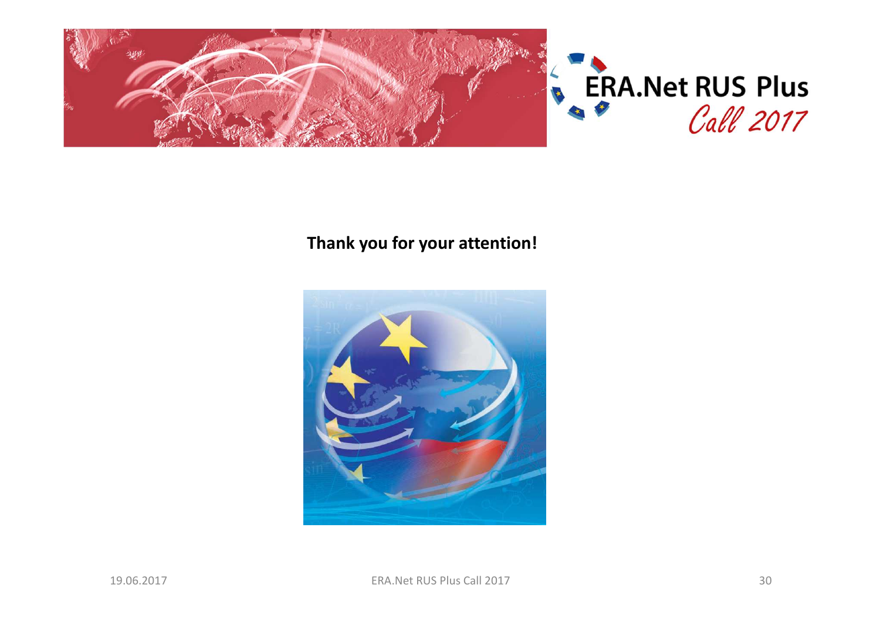ERA.Net RUS Plus
*Call 2017*

**Thank you for your attention!**